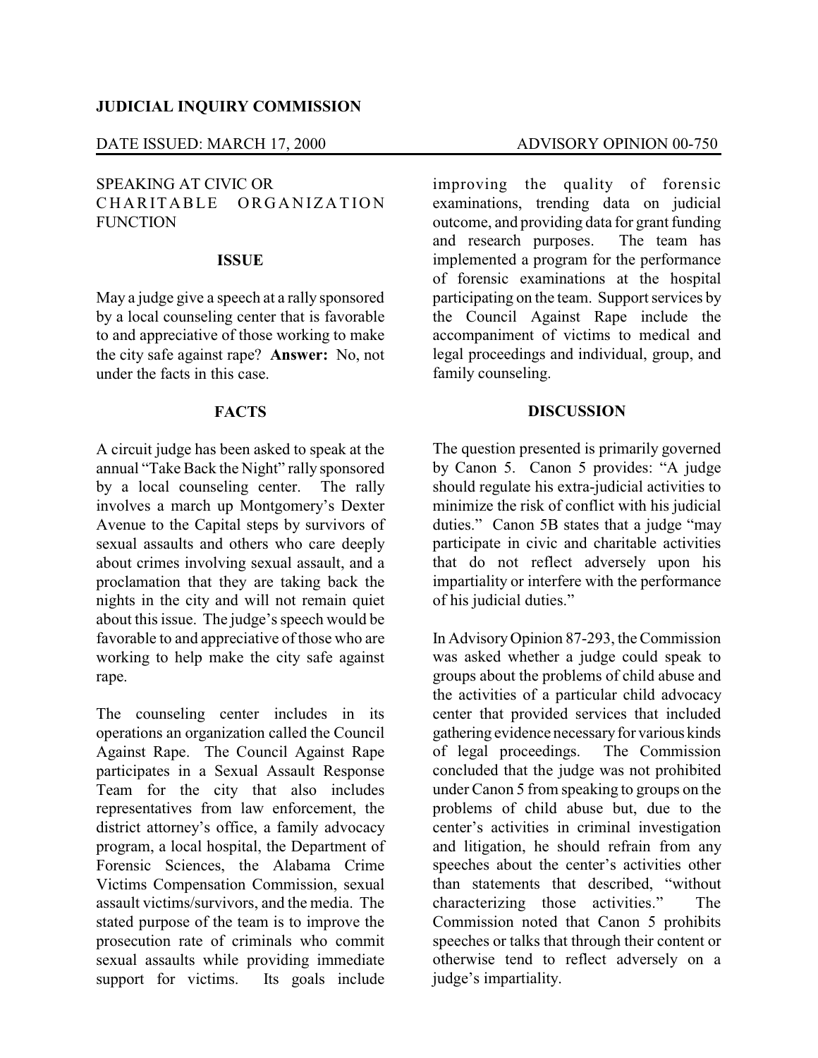**JUDICIAL INQUIRY COMMISSION**

DATE ISSUED: MARCH 17, 2000 ADVISORY OPINION 00-750

SPEAKING AT CIVIC OR CHARITABLE ORGANIZATION FUNCTION

**ISSUE**

May a judge give a speech at a rally sponsored by a local counseling center that is favorable to and appreciative of those working to make the city safe against rape? **Answer:** No, not under the facts in this case.

**FACTS**

A circuit judge has been asked to speak at the annual "Take Back the Night" rally sponsored by a local counseling center. The rally involves a march up Montgomery's Dexter Avenue to the Capital steps by survivors of sexual assaults and others who care deeply about crimes involving sexual assault, and a proclamation that they are taking back the nights in the city and will not remain quiet about this issue. The judge's speech would be favorable to and appreciative of those who are working to help make the city safe against rape.

The counseling center includes in its operations an organization called the Council Against Rape. The Council Against Rape participates in a Sexual Assault Response Team for the city that also includes representatives from law enforcement, the district attorney's office, a family advocacy program, a local hospital, the Department of Forensic Sciences, the Alabama Crime Victims Compensation Commission, sexual assault victims/survivors, and the media. The stated purpose of the team is to improve the prosecution rate of criminals who commit sexual assaults while providing immediate support for victims. Its goals include improving the quality of forensic examinations, trending data on judicial outcome, and providing data for grant funding and research purposes. The team has implemented a program for the performance of forensic examinations at the hospital participating on the team. Support services by the Council Against Rape include the accompaniment of victims to medical and legal proceedings and individual, group, and family counseling.

**DISCUSSION**

The question presented is primarily governed by Canon 5. Canon 5 provides: "A judge should regulate his extra-judicial activities to minimize the risk of conflict with his judicial duties." Canon 5B states that a judge "may participate in civic and charitable activities that do not reflect adversely upon his impartiality or interfere with the performance of his judicial duties."

In Advisory Opinion 87-293, the Commission was asked whether a judge could speak to groups about the problems of child abuse and the activities of a particular child advocacy center that provided services that included gathering evidence necessary for various kinds of legal proceedings. The Commission concluded that the judge was not prohibited under Canon 5 from speaking to groups on the problems of child abuse but, due to the center's activities in criminal investigation and litigation, he should refrain from any speeches about the center's activities other than statements that described, "without characterizing those activities." The Commission noted that Canon 5 prohibits speeches or talks that through their content or otherwise tend to reflect adversely on a judge's impartiality.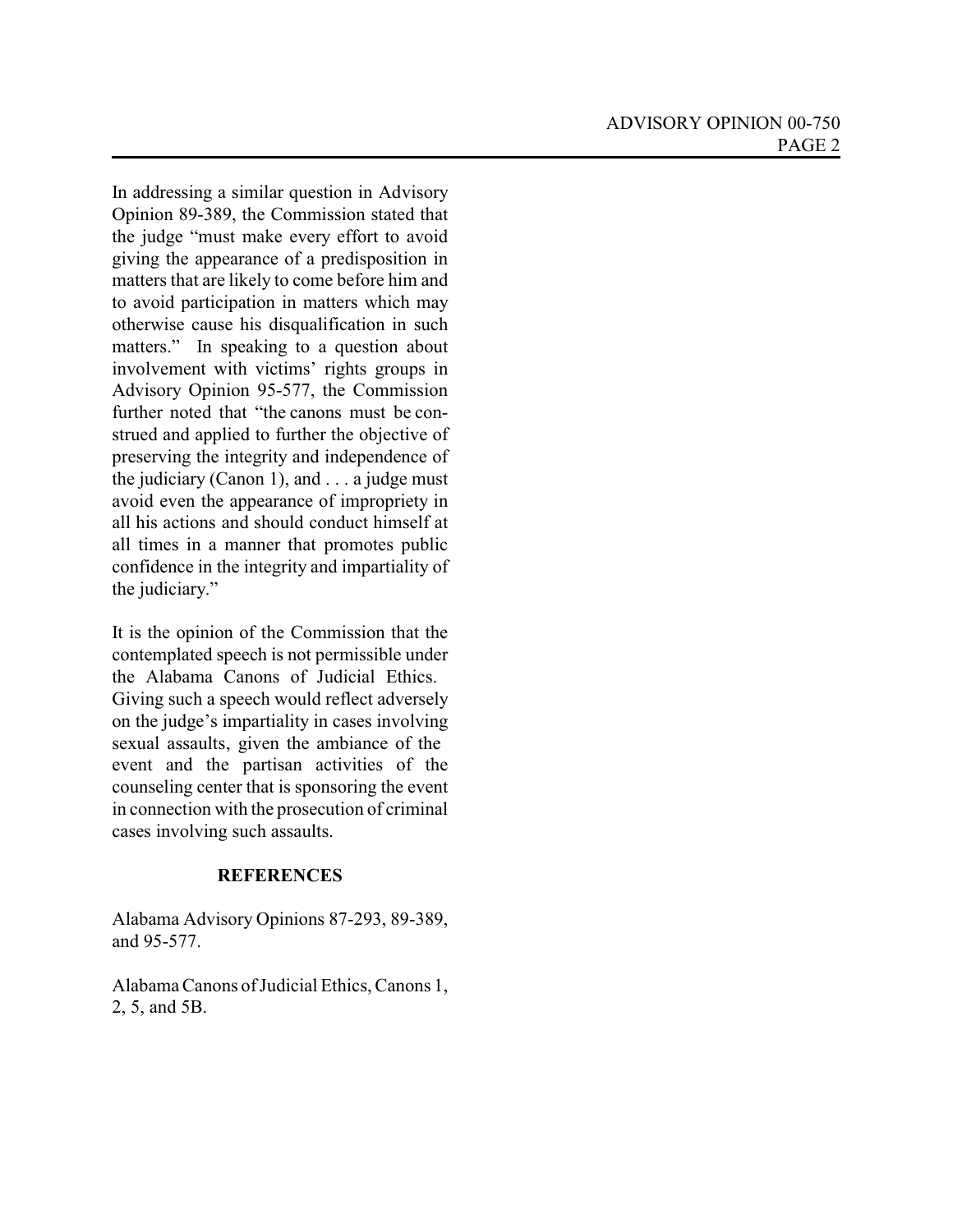In addressing a similar question in Advisory Opinion 89-389, the Commission stated that the judge "must make every effort to avoid giving the appearance of a predisposition in matters that are likely to come before him and to avoid participation in matters which may otherwise cause his disqualification in such matters." In speaking to a question about involvement with victims' rights groups in Advisory Opinion 95-577, the Commission further noted that "the canons must be construed and applied to further the objective of preserving the integrity and independence of the judiciary (Canon 1), and . . . a judge must avoid even the appearance of impropriety in all his actions and should conduct himself at all times in a manner that promotes public confidence in the integrity and impartiality of the judiciary."

It is the opinion of the Commission that the contemplated speech is not permissible under the Alabama Canons of Judicial Ethics. Giving such a speech would reflect adversely on the judge's impartiality in cases involving sexual assaults, given the ambiance of the event and the partisan activities of the counseling center that is sponsoring the event in connection with the prosecution of criminal cases involving such assaults.

**REFERENCES**

Alabama Advisory Opinions 87-293, 89-389, and 95-577.

Alabama Canons of Judicial Ethics, Canons 1, 2, 5, and 5B.